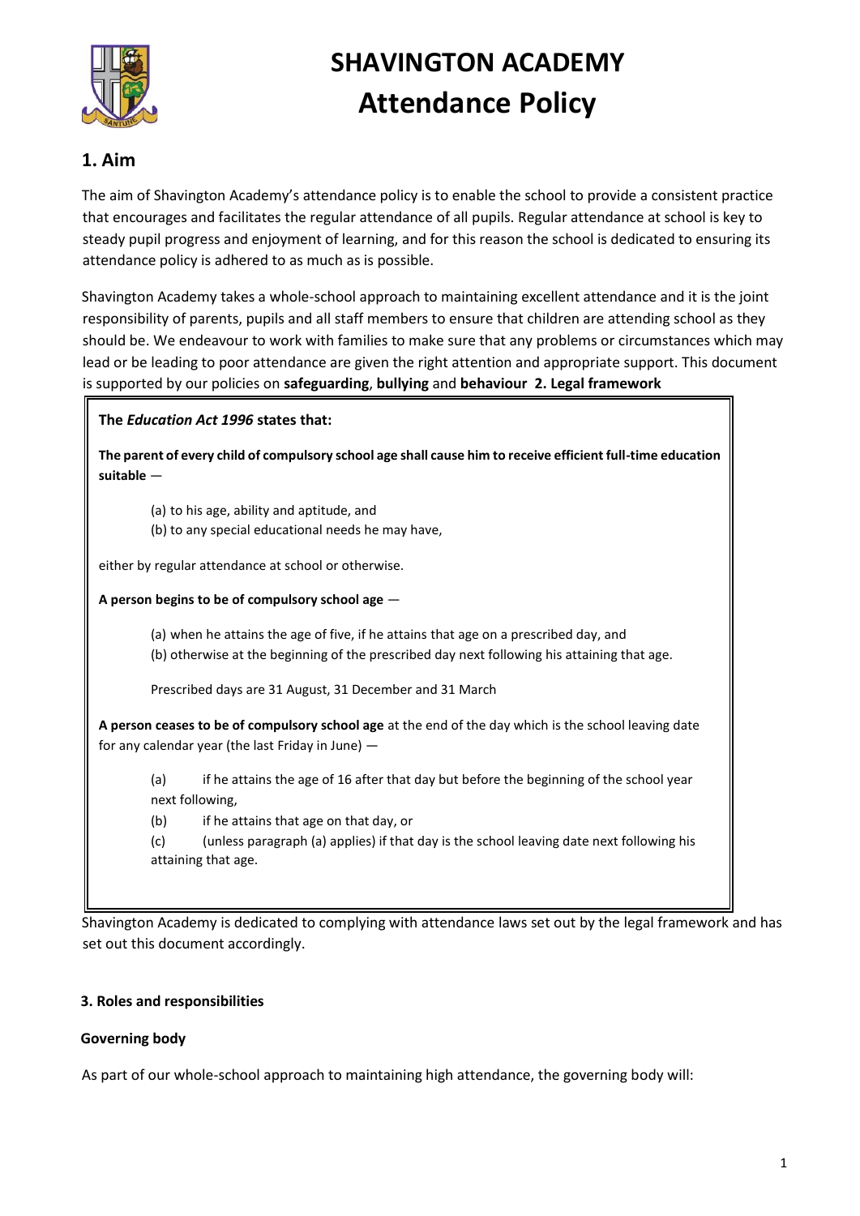# SHAVINGTON ACADEMY
# Attendance Policy

## 1. Aim

The aim of Shavington Academy's attendance policy is to enable the school to provide a consistent practice that encourages and facilitates the regular attendance of all pupils. Regular attendance at school is key to steady pupil progress and enjoyment of learning, and for this reason the school is dedicated to ensuring its attendance policy is adhered to as much as is possible.

Shavington Academy takes a whole-school approach to maintaining excellent attendance and it is the joint responsibility of parents, pupils and all staff members to ensure that children are attending school as they should be. We endeavour to work with families to make sure that any problems or circumstances which may lead or be leading to poor attendance are given the right attention and appropriate support. This document is supported by our policies on **safeguarding**, **bullying** and **behaviour**

## 2. Legal framework

**The *Education Act 1996* states that:**

**The parent of every child of compulsory school age shall cause him to receive efficient full-time education suitable** —

(a) to his age, ability and aptitude, and
(b) to any special educational needs he may have,

either by regular attendance at school or otherwise.

**A person begins to be of compulsory school age** —

(a) when he attains the age of five, if he attains that age on a prescribed day, and
(b) otherwise at the beginning of the prescribed day next following his attaining that age.

Prescribed days are 31 August, 31 December and 31 March

**A person ceases to be of compulsory school age** at the end of the day which is the school leaving date for any calendar year (the last Friday in June) —

(a) if he attains the age of 16 after that day but before the beginning of the school year next following,
(b) if he attains that age on that day, or
(c) (unless paragraph (a) applies) if that day is the school leaving date next following his attaining that age.

Shavington Academy is dedicated to complying with attendance laws set out by the legal framework and has set out this document accordingly.

### 3. Roles and responsibilities

**Governing body**

As part of our whole-school approach to maintaining high attendance, the governing body will: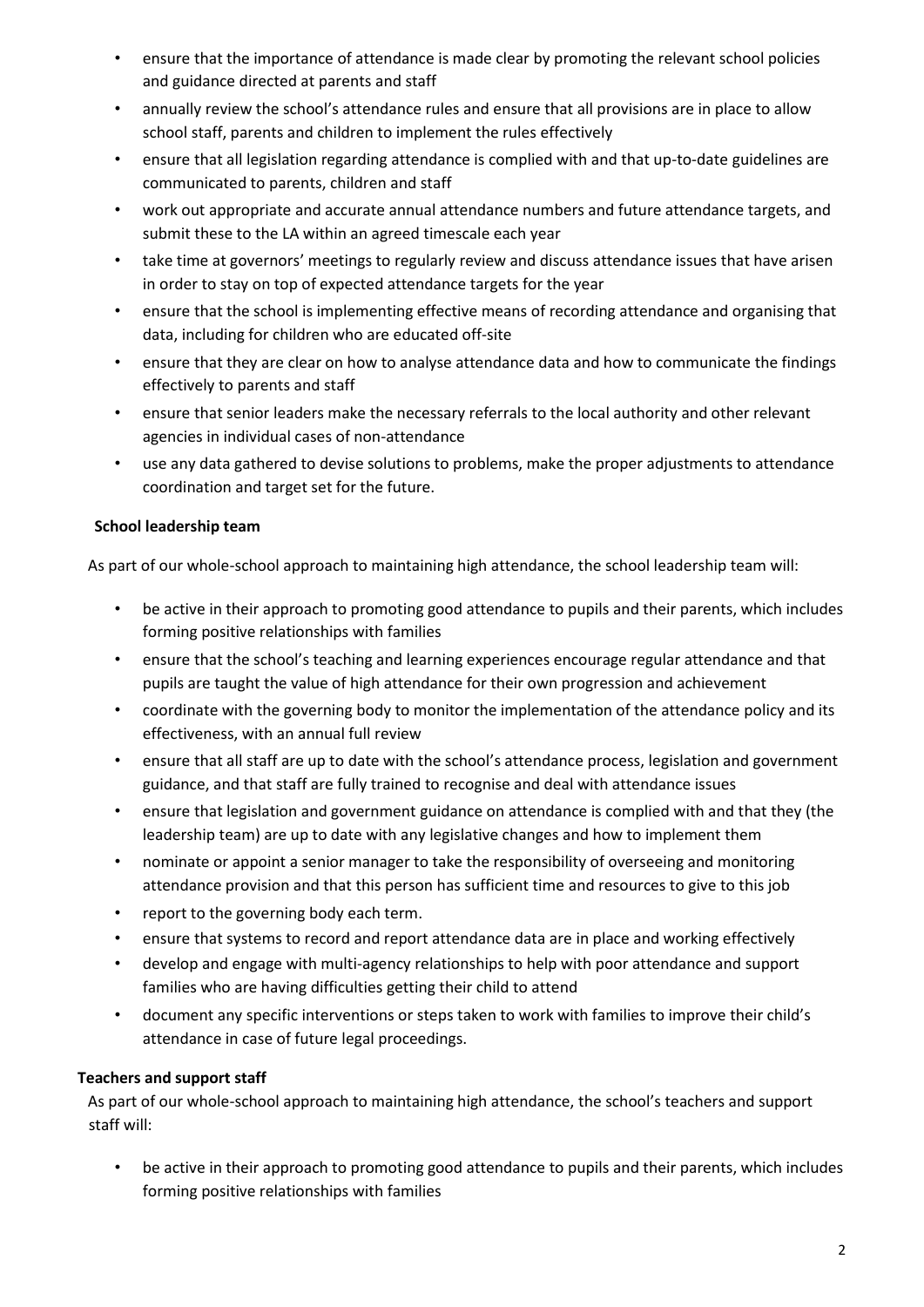- ensure that the importance of attendance is made clear by promoting the relevant school policies and guidance directed at parents and staff
- annually review the school's attendance rules and ensure that all provisions are in place to allow school staff, parents and children to implement the rules effectively
- ensure that all legislation regarding attendance is complied with and that up-to-date guidelines are communicated to parents, children and staff
- work out appropriate and accurate annual attendance numbers and future attendance targets, and submit these to the LA within an agreed timescale each year
- take time at governors' meetings to regularly review and discuss attendance issues that have arisen in order to stay on top of expected attendance targets for the year
- ensure that the school is implementing effective means of recording attendance and organising that data, including for children who are educated off-site
- ensure that they are clear on how to analyse attendance data and how to communicate the findings effectively to parents and staff
- ensure that senior leaders make the necessary referrals to the local authority and other relevant agencies in individual cases of non-attendance
- use any data gathered to devise solutions to problems, make the proper adjustments to attendance coordination and target set for the future.

**School leadership team**

As part of our whole-school approach to maintaining high attendance, the school leadership team will:

- be active in their approach to promoting good attendance to pupils and their parents, which includes forming positive relationships with families
- ensure that the school's teaching and learning experiences encourage regular attendance and that pupils are taught the value of high attendance for their own progression and achievement
- coordinate with the governing body to monitor the implementation of the attendance policy and its effectiveness, with an annual full review
- ensure that all staff are up to date with the school's attendance process, legislation and government guidance, and that staff are fully trained to recognise and deal with attendance issues
- ensure that legislation and government guidance on attendance is complied with and that they (the leadership team) are up to date with any legislative changes and how to implement them
- nominate or appoint a senior manager to take the responsibility of overseeing and monitoring attendance provision and that this person has sufficient time and resources to give to this job
- report to the governing body each term.
- ensure that systems to record and report attendance data are in place and working effectively
- develop and engage with multi-agency relationships to help with poor attendance and support families who are having difficulties getting their child to attend
- document any specific interventions or steps taken to work with families to improve their child's attendance in case of future legal proceedings.

**Teachers and support staff**

As part of our whole-school approach to maintaining high attendance, the school's teachers and support staff will:

- be active in their approach to promoting good attendance to pupils and their parents, which includes forming positive relationships with families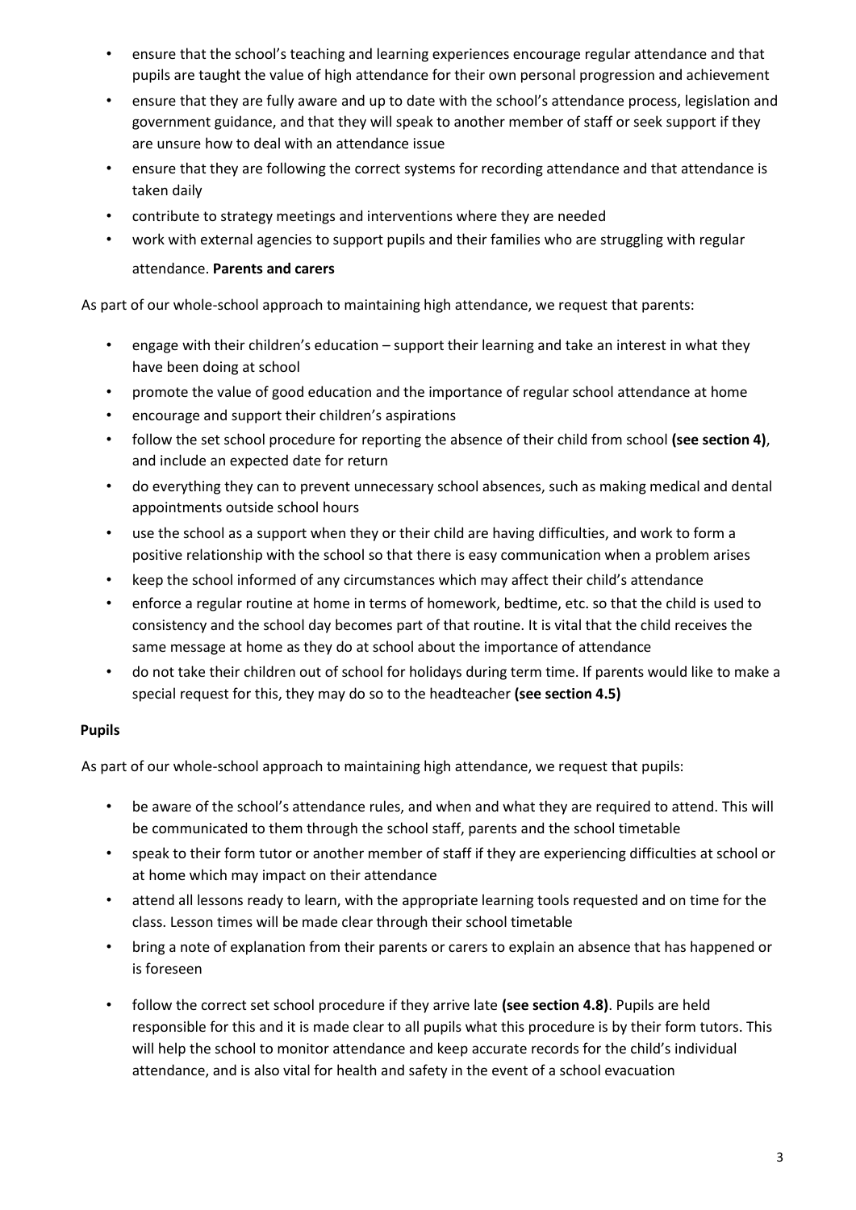- ensure that the school's teaching and learning experiences encourage regular attendance and that pupils are taught the value of high attendance for their own personal progression and achievement
- ensure that they are fully aware and up to date with the school's attendance process, legislation and government guidance, and that they will speak to another member of staff or seek support if they are unsure how to deal with an attendance issue
- ensure that they are following the correct systems for recording attendance and that attendance is taken daily
- contribute to strategy meetings and interventions where they are needed
- work with external agencies to support pupils and their families who are struggling with regular attendance.

**Parents and carers**

As part of our whole-school approach to maintaining high attendance, we request that parents:

- engage with their children's education – support their learning and take an interest in what they have been doing at school
- promote the value of good education and the importance of regular school attendance at home
- encourage and support their children's aspirations
- follow the set school procedure for reporting the absence of their child from school **(see section 4)**, and include an expected date for return
- do everything they can to prevent unnecessary school absences, such as making medical and dental appointments outside school hours
- use the school as a support when they or their child are having difficulties, and work to form a positive relationship with the school so that there is easy communication when a problem arises
- keep the school informed of any circumstances which may affect their child's attendance
- enforce a regular routine at home in terms of homework, bedtime, etc. so that the child is used to consistency and the school day becomes part of that routine. It is vital that the child receives the same message at home as they do at school about the importance of attendance
- do not take their children out of school for holidays during term time. If parents would like to make a special request for this, they may do so to the headteacher **(see section 4.5)**

**Pupils**

As part of our whole-school approach to maintaining high attendance, we request that pupils:

- be aware of the school's attendance rules, and when and what they are required to attend. This will be communicated to them through the school staff, parents and the school timetable
- speak to their form tutor or another member of staff if they are experiencing difficulties at school or at home which may impact on their attendance
- attend all lessons ready to learn, with the appropriate learning tools requested and on time for the class. Lesson times will be made clear through their school timetable
- bring a note of explanation from their parents or carers to explain an absence that has happened or is foreseen
- follow the correct set school procedure if they arrive late **(see section 4.8)**. Pupils are held responsible for this and it is made clear to all pupils what this procedure is by their form tutors. This will help the school to monitor attendance and keep accurate records for the child's individual attendance, and is also vital for health and safety in the event of a school evacuation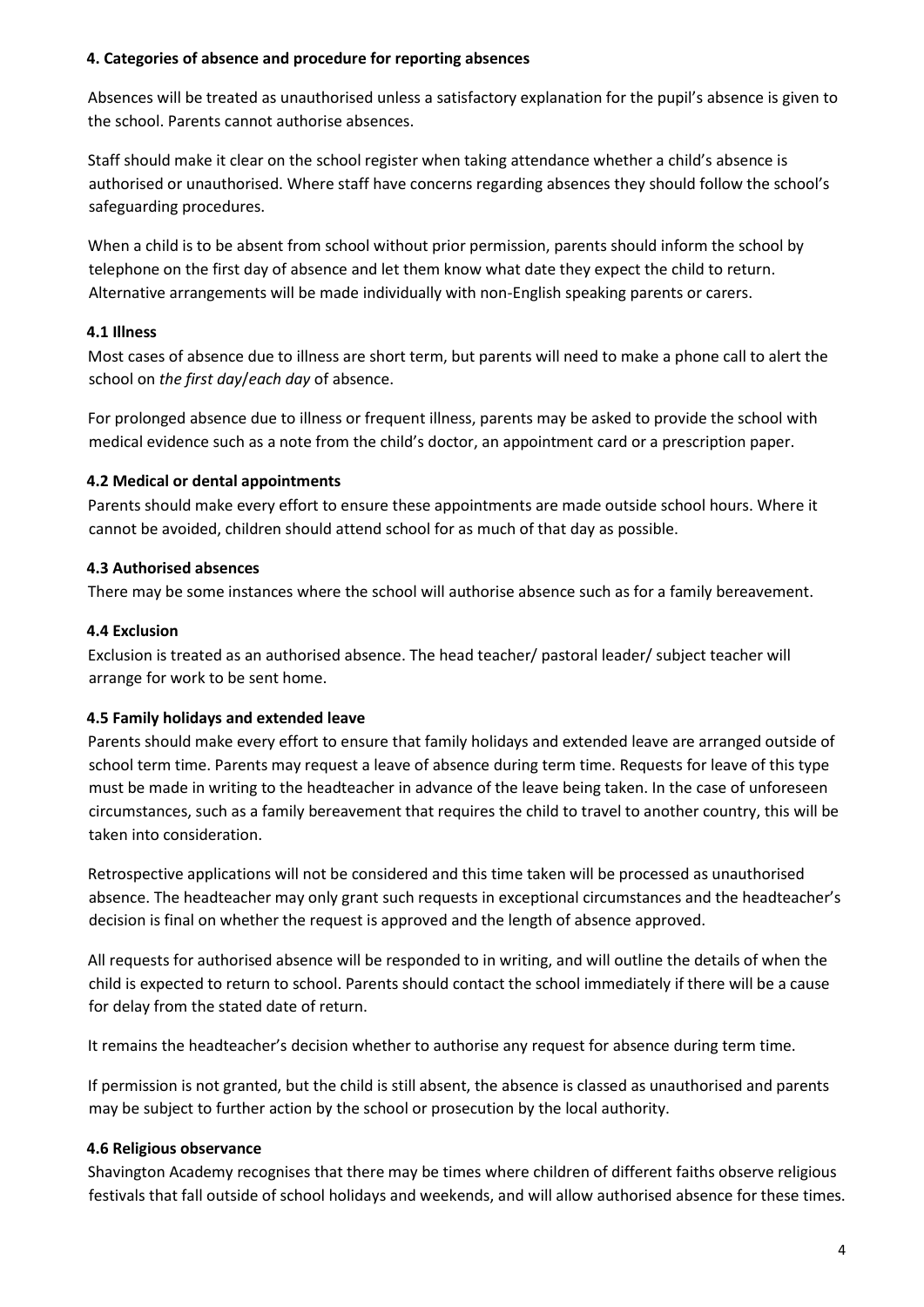## 4. Categories of absence and procedure for reporting absences

Absences will be treated as unauthorised unless a satisfactory explanation for the pupil's absence is given to the school. Parents cannot authorise absences.

Staff should make it clear on the school register when taking attendance whether a child's absence is authorised or unauthorised. Where staff have concerns regarding absences they should follow the school's safeguarding procedures.

When a child is to be absent from school without prior permission, parents should inform the school by telephone on the first day of absence and let them know what date they expect the child to return. Alternative arrangements will be made individually with non-English speaking parents or carers.

### 4.1 Illness

Most cases of absence due to illness are short term, but parents will need to make a phone call to alert the school on *the first day*/*each day* of absence.

For prolonged absence due to illness or frequent illness, parents may be asked to provide the school with medical evidence such as a note from the child's doctor, an appointment card or a prescription paper.

### 4.2 Medical or dental appointments

Parents should make every effort to ensure these appointments are made outside school hours. Where it cannot be avoided, children should attend school for as much of that day as possible.

### 4.3 Authorised absences

There may be some instances where the school will authorise absence such as for a family bereavement.

### 4.4 Exclusion

Exclusion is treated as an authorised absence. The head teacher/ pastoral leader/ subject teacher will arrange for work to be sent home.

### 4.5 Family holidays and extended leave

Parents should make every effort to ensure that family holidays and extended leave are arranged outside of school term time. Parents may request a leave of absence during term time. Requests for leave of this type must be made in writing to the headteacher in advance of the leave being taken. In the case of unforeseen circumstances, such as a family bereavement that requires the child to travel to another country, this will be taken into consideration.

Retrospective applications will not be considered and this time taken will be processed as unauthorised absence. The headteacher may only grant such requests in exceptional circumstances and the headteacher's decision is final on whether the request is approved and the length of absence approved.

All requests for authorised absence will be responded to in writing, and will outline the details of when the child is expected to return to school. Parents should contact the school immediately if there will be a cause for delay from the stated date of return.

It remains the headteacher's decision whether to authorise any request for absence during term time.

If permission is not granted, but the child is still absent, the absence is classed as unauthorised and parents may be subject to further action by the school or prosecution by the local authority.

### 4.6 Religious observance

Shavington Academy recognises that there may be times where children of different faiths observe religious festivals that fall outside of school holidays and weekends, and will allow authorised absence for these times.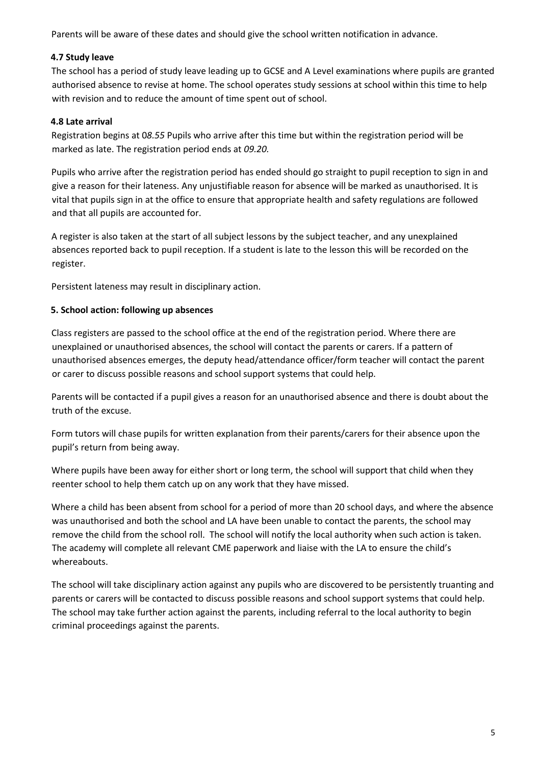Parents will be aware of these dates and should give the school written notification in advance.

### 4.7 Study leave

The school has a period of study leave leading up to GCSE and A Level examinations where pupils are granted authorised absence to revise at home. The school operates study sessions at school within this time to help with revision and to reduce the amount of time spent out of school.

### 4.8 Late arrival

Registration begins at 0*8.55* Pupils who arrive after this time but within the registration period will be marked as late. The registration period ends at *09.20.*

Pupils who arrive after the registration period has ended should go straight to pupil reception to sign in and give a reason for their lateness. Any unjustifiable reason for absence will be marked as unauthorised. It is vital that pupils sign in at the office to ensure that appropriate health and safety regulations are followed and that all pupils are accounted for.

A register is also taken at the start of all subject lessons by the subject teacher, and any unexplained absences reported back to pupil reception. If a student is late to the lesson this will be recorded on the register.

Persistent lateness may result in disciplinary action.

## 5. School action: following up absences

Class registers are passed to the school office at the end of the registration period. Where there are unexplained or unauthorised absences, the school will contact the parents or carers. If a pattern of unauthorised absences emerges, the deputy head/attendance officer/form teacher will contact the parent or carer to discuss possible reasons and school support systems that could help.

Parents will be contacted if a pupil gives a reason for an unauthorised absence and there is doubt about the truth of the excuse.

Form tutors will chase pupils for written explanation from their parents/carers for their absence upon the pupil's return from being away.

Where pupils have been away for either short or long term, the school will support that child when they reenter school to help them catch up on any work that they have missed.

Where a child has been absent from school for a period of more than 20 school days, and where the absence was unauthorised and both the school and LA have been unable to contact the parents, the school may remove the child from the school roll. The school will notify the local authority when such action is taken. The academy will complete all relevant CME paperwork and liaise with the LA to ensure the child's whereabouts.

The school will take disciplinary action against any pupils who are discovered to be persistently truanting and parents or carers will be contacted to discuss possible reasons and school support systems that could help. The school may take further action against the parents, including referral to the local authority to begin criminal proceedings against the parents.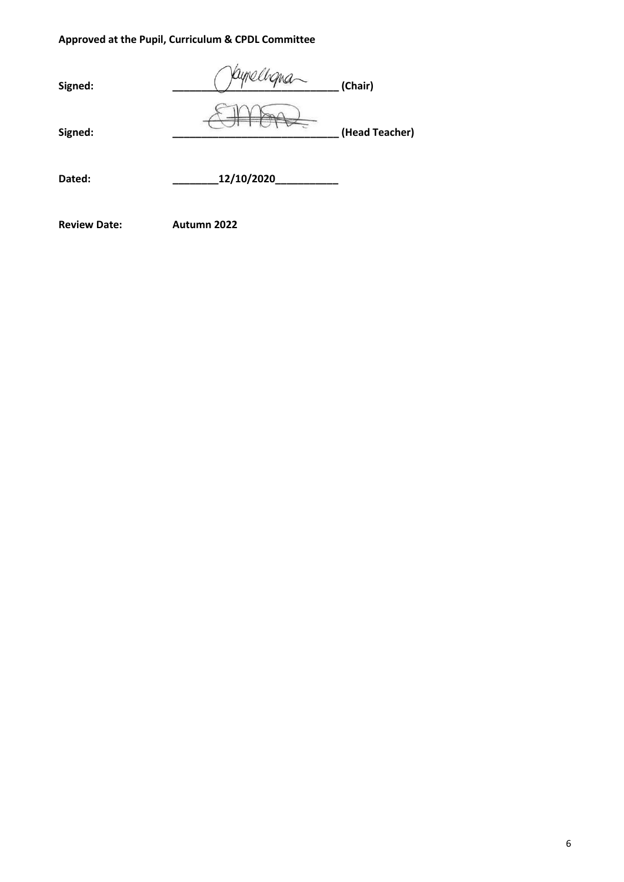**Approved at the Pupil, Curriculum & CPDL Committee**

**Signed:** _____________________________ **(Chair)**

**Signed:** _____________________________ **(Head Teacher)**

**Dated:** ________**12/10/2020**___________

**Review Date:** **Autumn 2022**